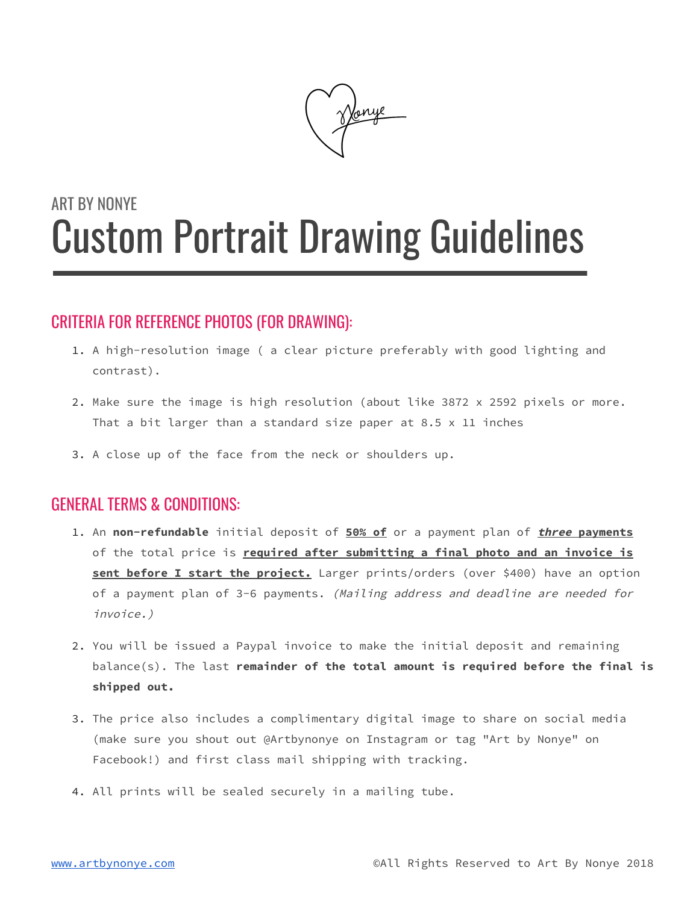ART BY NONYE

# Custom Portrait Drawing Guidelines

## CRITERIA FOR REFERENCE PHOTOS (FOR DRAWING):

1. A high-resolution image ( a clear picture preferably with good lighting and contrast).
2. Make sure the image is high resolution (about like 3872 x 2592 pixels or more. That a bit larger than a standard size paper at 8.5 x 11 inches
3. A close up of the face from the neck or shoulders up.

## GENERAL TERMS & CONDITIONS:

1. An **non-refundable** initial deposit of **50% of** or a payment plan of ***three* payments** of the total price is **required after submitting a final photo and an invoice is sent before I start the project.** Larger prints/orders (over $400) have an option of a payment plan of 3-6 payments. *(Mailing address and deadline are needed for invoice.)*
2. You will be issued a Paypal invoice to make the initial deposit and remaining balance(s). The last **remainder of the total amount is required before the final is shipped out.**
3. The price also includes a complimentary digital image to share on social media (make sure you shout out @Artbynonye on Instagram or tag "Art by Nonye" on Facebook!) and first class mail shipping with tracking.
4. All prints will be sealed securely in a mailing tube.

www.artbynonye.com ©All Rights Reserved to Art By Nonye 2018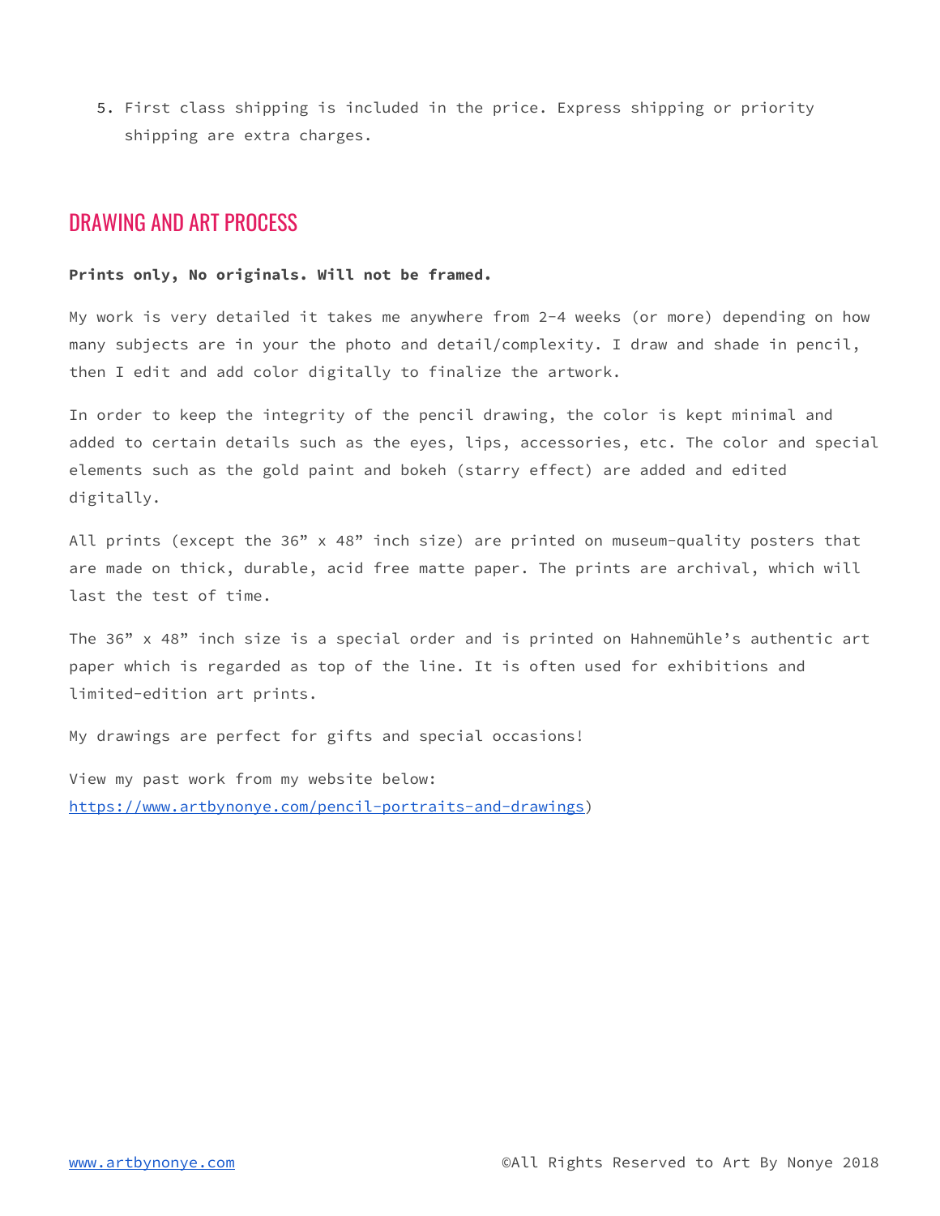5. First class shipping is included in the price. Express shipping or priority shipping are extra charges.

## DRAWING AND ART PROCESS

**Prints only, No originals. Will not be framed.**

My work is very detailed it takes me anywhere from 2-4 weeks (or more) depending on how many subjects are in your the photo and detail/complexity. I draw and shade in pencil, then I edit and add color digitally to finalize the artwork.

In order to keep the integrity of the pencil drawing, the color is kept minimal and added to certain details such as the eyes, lips, accessories, etc. The color and special elements such as the gold paint and bokeh (starry effect) are added and edited digitally.

All prints (except the 36" x 48" inch size) are printed on museum-quality posters that are made on thick, durable, acid free matte paper. The prints are archival, which will last the test of time.

The 36" x 48" inch size is a special order and is printed on Hahnemühle's authentic art paper which is regarded as top of the line. It is often used for exhibitions and limited-edition art prints.

My drawings are perfect for gifts and special occasions!

View my past work from my website below: [https://www.artbynonye.com/pencil-portraits-and-drawings](https://www.artbynonye.com/pencil-portraits-and-drawings))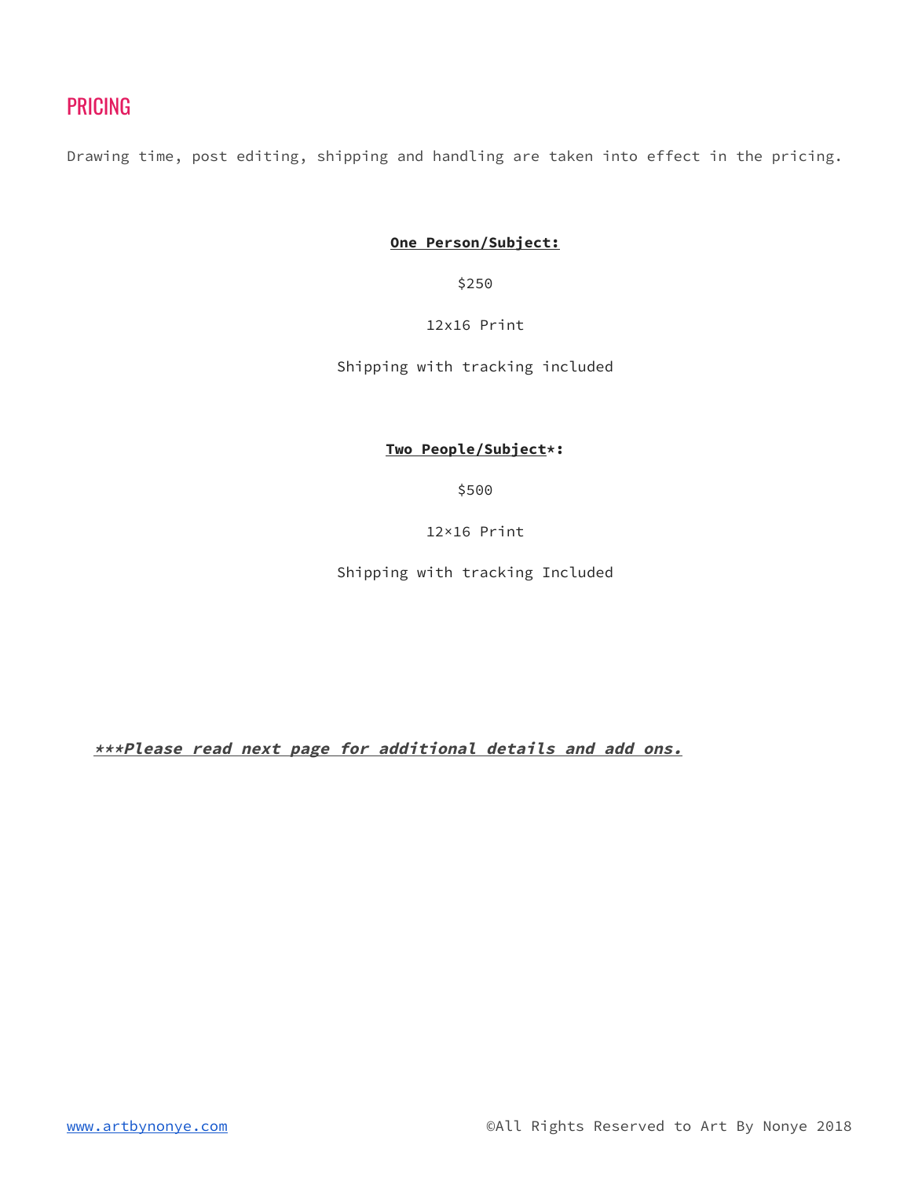## PRICING

Drawing time, post editing, shipping and handling are taken into effect in the pricing.

**One Person/Subject:**

$250

12x16 Print

Shipping with tracking included

**Two People/Subject*:**

$500

12×16 Print

Shipping with tracking Included

***_**Please read next page for additional details and add ons.**_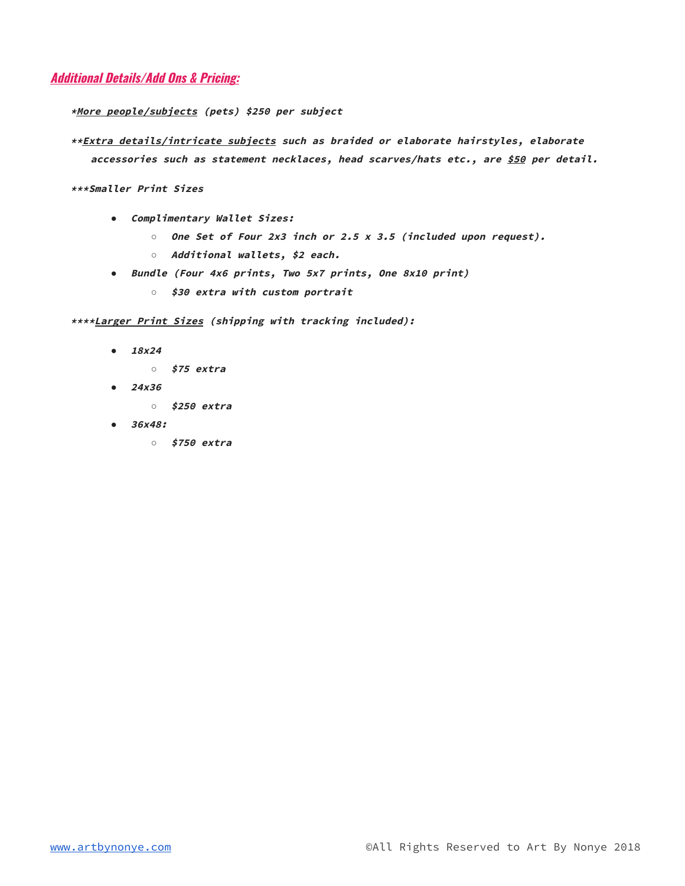## ***Additional Details/Add Ons & Pricing:***

****More people/subjects** (pets) $250 per subject*

***Extra details/intricate subjects** such as braided or elaborate hairstyles, elaborate accessories such as statement necklaces, head scarves/hats etc., are **$50** per detail.*

****Smaller Print Sizes***

- ***Complimentary Wallet Sizes:***
  - ***One Set of Four 2x3 inch or 2.5 x 3.5 (included upon request).***
  - ***Additional wallets, $2 each.***
- ***Bundle (Four 4x6 prints, Two 5x7 prints, One 8x10 print)***
  - ***$30 extra with custom portrait***

*****Larger Print Sizes** (shipping with tracking included):*

- ***18x24***
  - ***$75 extra***
- ***24x36***
  - ***$250 extra***
- ***36x48:***
  - ***$750 extra***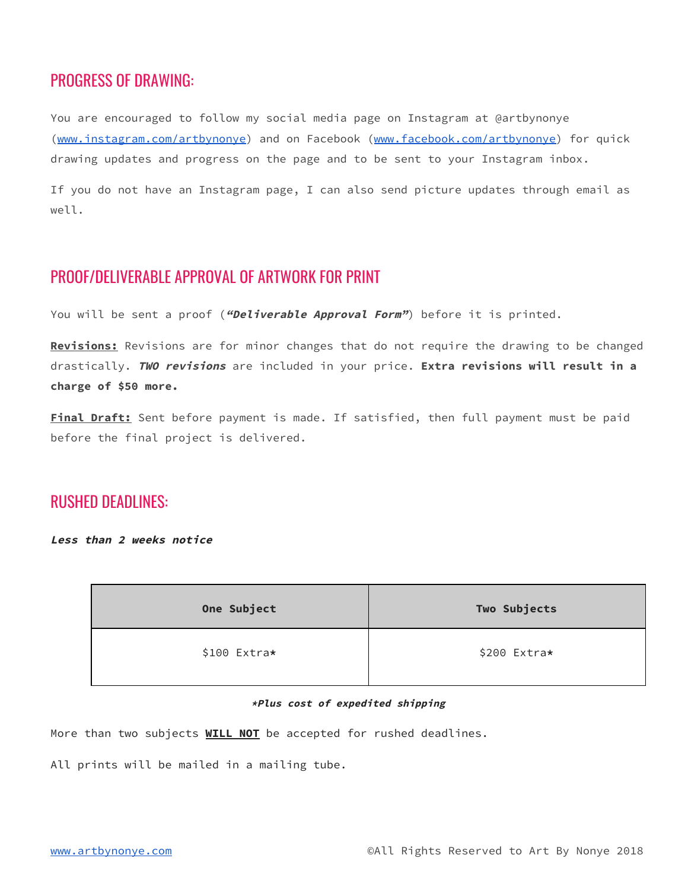## PROGRESS OF DRAWING:

You are encouraged to follow my social media page on Instagram at @artbynonye (www.instagram.com/artbynonye) and on Facebook (www.facebook.com/artbynonye) for quick drawing updates and progress on the page and to be sent to your Instagram inbox.

If you do not have an Instagram page, I can also send picture updates through email as well.

## PROOF/DELIVERABLE APPROVAL OF ARTWORK FOR PRINT

You will be sent a proof (***"Deliverable Approval Form"***) before it is printed.

**Revisions:** Revisions are for minor changes that do not require the drawing to be changed drastically. ***TWO revisions*** are included in your price. **Extra revisions will result in a charge of $50 more.**

**Final Draft:** Sent before payment is made. If satisfied, then full payment must be paid before the final project is delivered.

## RUSHED DEADLINES:

***Less than 2 weeks notice***

| One Subject | Two Subjects |
|---|---|
| $100 Extra* | $200 Extra* |

****Plus cost of expedited shipping***

More than two subjects **WILL NOT** be accepted for rushed deadlines.

All prints will be mailed in a mailing tube.

www.artbynonye.com ©All Rights Reserved to Art By Nonye 2018